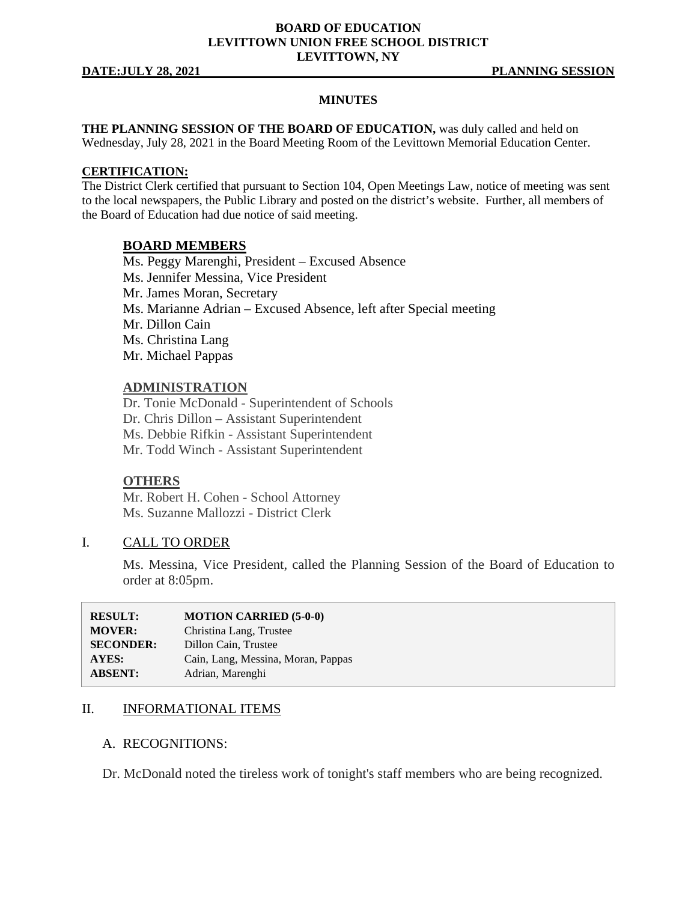**BOARD OF EDUCATION**
**LEVITTOWN UNION FREE SCHOOL DISTRICT**
**LEVITTOWN, NY**

**DATE:JULY 28, 2021** **PLANNING SESSION**

**MINUTES**

**THE PLANNING SESSION OF THE BOARD OF EDUCATION,** was duly called and held on Wednesday, July 28, 2021 in the Board Meeting Room of the Levittown Memorial Education Center.

**CERTIFICATION:**
The District Clerk certified that pursuant to Section 104, Open Meetings Law, notice of meeting was sent to the local newspapers, the Public Library and posted on the district's website. Further, all members of the Board of Education had due notice of said meeting.

## BOARD MEMBERS

Ms. Peggy Marenghi, President – Excused Absence
Ms. Jennifer Messina, Vice President
Mr. James Moran, Secretary
Ms. Marianne Adrian – Excused Absence, left after Special meeting
Mr. Dillon Cain
Ms. Christina Lang
Mr. Michael Pappas

## ADMINISTRATION

Dr. Tonie McDonald - Superintendent of Schools
Dr. Chris Dillon – Assistant Superintendent
Ms. Debbie Rifkin - Assistant Superintendent
Mr. Todd Winch - Assistant Superintendent

## OTHERS

Mr. Robert H. Cohen - School Attorney
Ms. Suzanne Mallozzi - District Clerk

## I. CALL TO ORDER

Ms. Messina, Vice President, called the Planning Session of the Board of Education to order at 8:05pm.

| | |
|---|---|
| **RESULT:** | **MOTION CARRIED (5-0-0)** |
| **MOVER:** | Christina Lang, Trustee |
| **SECONDER:** | Dillon Cain, Trustee |
| **AYES:** | Cain, Lang, Messina, Moran, Pappas |
| **ABSENT:** | Adrian, Marenghi |

## II. INFORMATIONAL ITEMS

A. RECOGNITIONS:

Dr. McDonald noted the tireless work of tonight's staff members who are being recognized.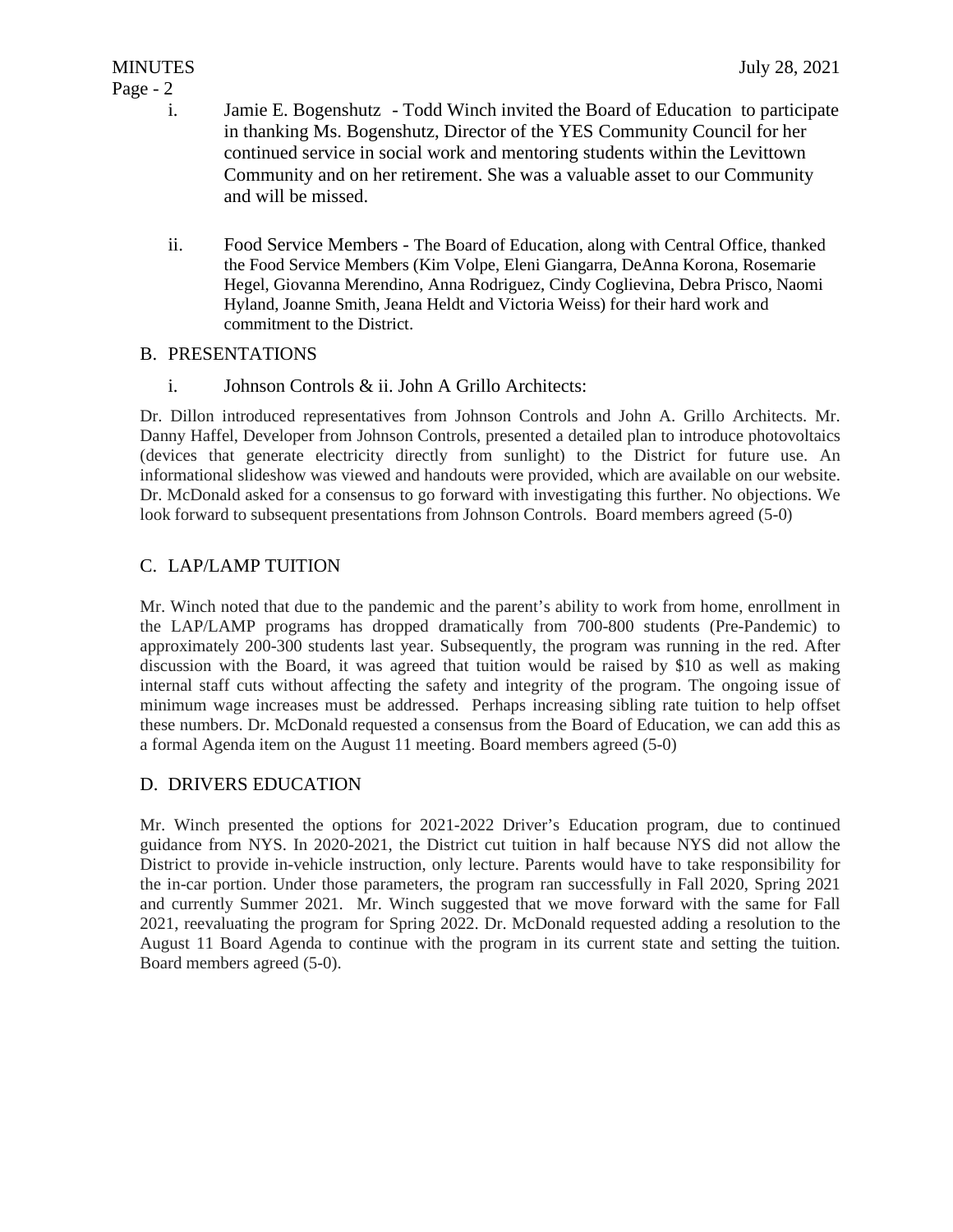i. Jamie E. Bogenshutz - Todd Winch invited the Board of Education to participate in thanking Ms. Bogenshutz, Director of the YES Community Council for her continued service in social work and mentoring students within the Levittown Community and on her retirement. She was a valuable asset to our Community and will be missed.

ii. Food Service Members - The Board of Education, along with Central Office, thanked the Food Service Members (Kim Volpe, Eleni Giangarra, DeAnna Korona, Rosemarie Hegel, Giovanna Merendino, Anna Rodriguez, Cindy Coglievina, Debra Prisco, Naomi Hyland, Joanne Smith, Jeana Heldt and Victoria Weiss) for their hard work and commitment to the District.

## B. PRESENTATIONS

i. Johnson Controls & ii. John A Grillo Architects:

Dr. Dillon introduced representatives from Johnson Controls and John A. Grillo Architects. Mr. Danny Haffel, Developer from Johnson Controls, presented a detailed plan to introduce photovoltaics (devices that generate electricity directly from sunlight) to the District for future use. An informational slideshow was viewed and handouts were provided, which are available on our website. Dr. McDonald asked for a consensus to go forward with investigating this further. No objections. We look forward to subsequent presentations from Johnson Controls. Board members agreed (5-0)

## C. LAP/LAMP TUITION

Mr. Winch noted that due to the pandemic and the parent's ability to work from home, enrollment in the LAP/LAMP programs has dropped dramatically from 700-800 students (Pre-Pandemic) to approximately 200-300 students last year. Subsequently, the program was running in the red. After discussion with the Board, it was agreed that tuition would be raised by $10 as well as making internal staff cuts without affecting the safety and integrity of the program. The ongoing issue of minimum wage increases must be addressed. Perhaps increasing sibling rate tuition to help offset these numbers. Dr. McDonald requested a consensus from the Board of Education, we can add this as a formal Agenda item on the August 11 meeting. Board members agreed (5-0)

## D. DRIVERS EDUCATION

Mr. Winch presented the options for 2021-2022 Driver's Education program, due to continued guidance from NYS. In 2020-2021, the District cut tuition in half because NYS did not allow the District to provide in-vehicle instruction, only lecture. Parents would have to take responsibility for the in-car portion. Under those parameters, the program ran successfully in Fall 2020, Spring 2021 and currently Summer 2021. Mr. Winch suggested that we move forward with the same for Fall 2021, reevaluating the program for Spring 2022. Dr. McDonald requested adding a resolution to the August 11 Board Agenda to continue with the program in its current state and setting the tuition. Board members agreed (5-0).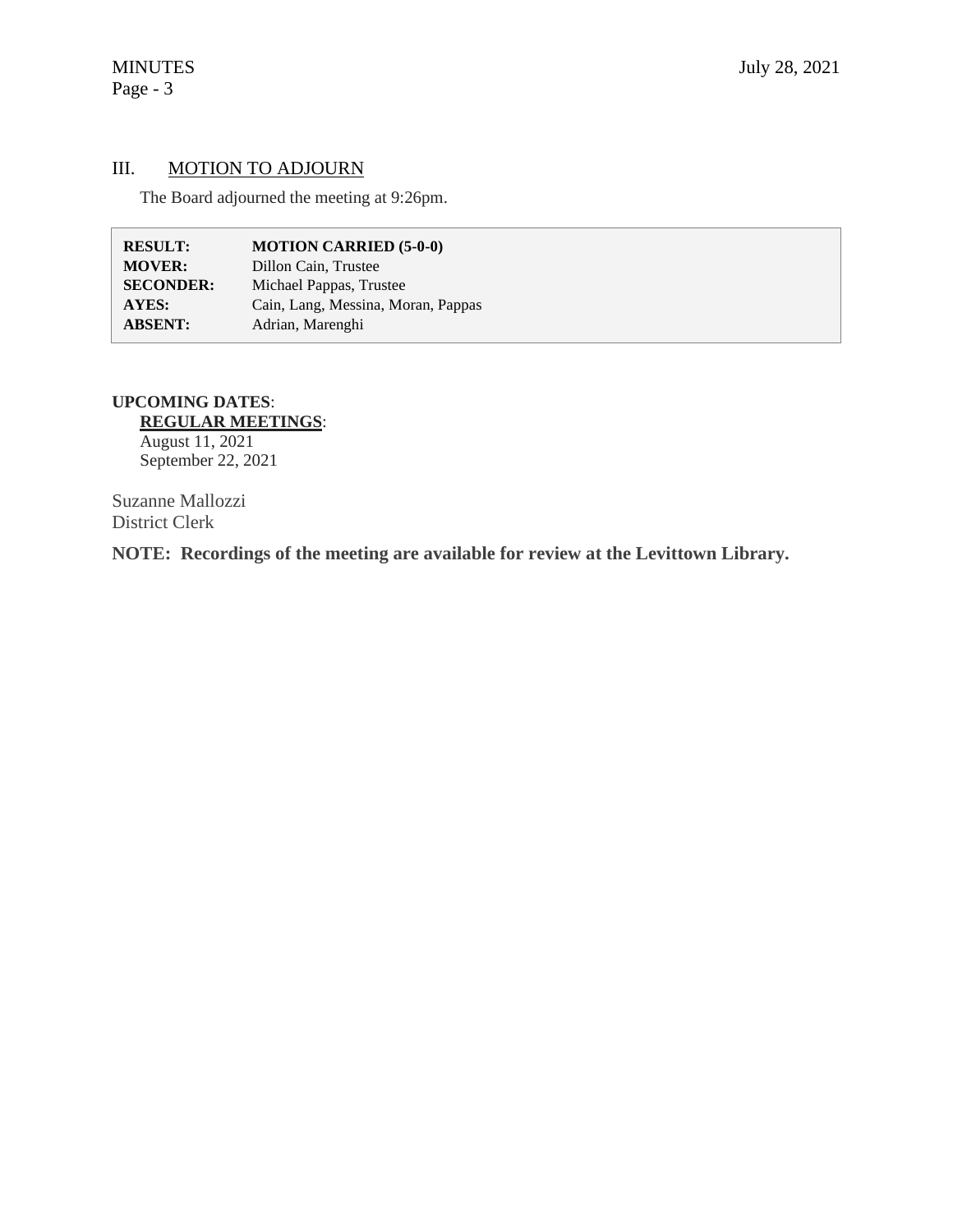## III. MOTION TO ADJOURN

The Board adjourned the meeting at 9:26pm.

| | |
|---|---|
| **RESULT:** | **MOTION CARRIED (5-0-0)** |
| **MOVER:** | Dillon Cain, Trustee |
| **SECONDER:** | Michael Pappas, Trustee |
| **AYES:** | Cain, Lang, Messina, Moran, Pappas |
| **ABSENT:** | Adrian, Marenghi |

**UPCOMING DATES**:

**REGULAR MEETINGS**:

August 11, 2021
September 22, 2021

Suzanne Mallozzi
District Clerk

**NOTE: Recordings of the meeting are available for review at the Levittown Library.**